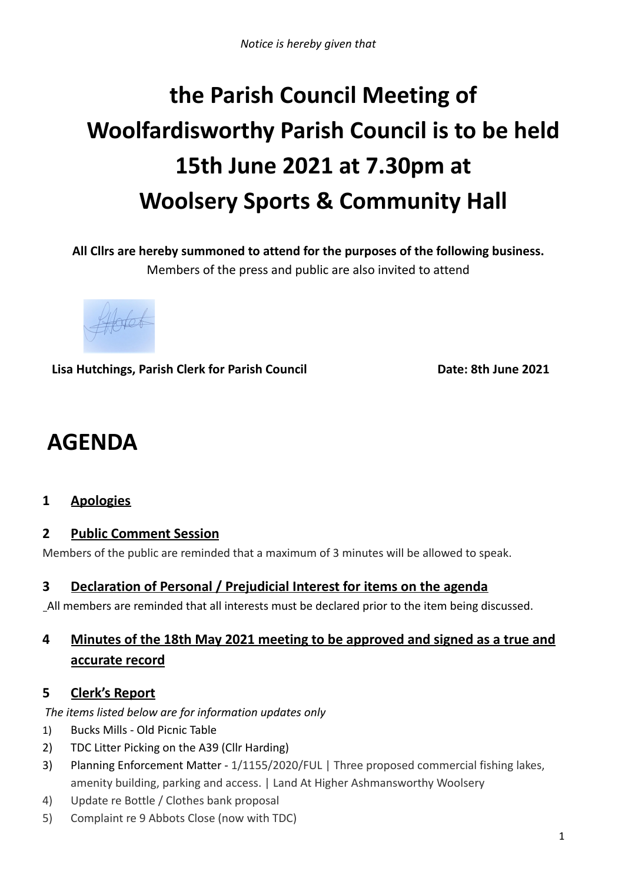*Notice is hereby given that*

# the Parish Council Meeting of Woolfardisworthy Parish Council is to be held 15th June 2021 at 7.30pm at Woolsery Sports & Community Hall

**All Cllrs are hereby summoned to attend for the purposes of the following business.**
Members of the press and public are also invited to attend

**Lisa Hutchings, Parish Clerk for Parish Council** **Date: 8th June 2021**

# AGENDA

### 1 Apologies

### 2 Public Comment Session

Members of the public are reminded that a maximum of 3 minutes will be allowed to speak.

### 3 Declaration of Personal / Prejudicial Interest for items on the agenda

All members are reminded that all interests must be declared prior to the item being discussed.

### 4 Minutes of the 18th May 2021 meeting to be approved and signed as a true and accurate record

### 5 Clerk's Report

*The items listed below are for information updates only*

1) Bucks Mills - Old Picnic Table
2) TDC Litter Picking on the A39 (Cllr Harding)
3) Planning Enforcement Matter - 1/1155/2020/FUL | Three proposed commercial fishing lakes, amenity building, parking and access. | Land At Higher Ashmansworthy Woolsery
4) Update re Bottle / Clothes bank proposal
5) Complaint re 9 Abbots Close (now with TDC)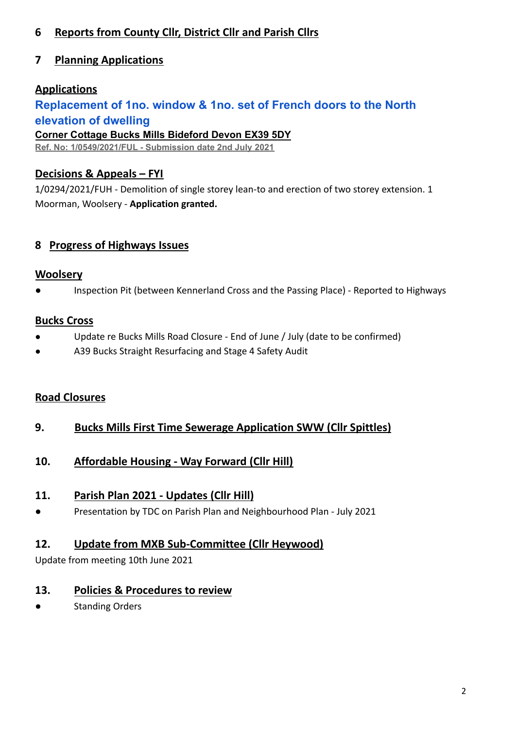## 6 Reports from County Cllr, District Cllr and Parish Cllrs

## 7 Planning Applications

### Applications

**Replacement of 1no. window & 1no. set of French doors to the North elevation of dwelling**

**Corner Cottage Bucks Mills Bideford Devon EX39 5DY**

**Ref. No: 1/0549/2021/FUL - Submission date 2nd July 2021**

### Decisions & Appeals – FYI

1/0294/2021/FUH - Demolition of single storey lean-to and erection of two storey extension. 1 Moorman, Woolsery - **Application granted.**

## 8 Progress of Highways Issues

### Woolsery

- Inspection Pit (between Kennerland Cross and the Passing Place) - Reported to Highways

### Bucks Cross

- Update re Bucks Mills Road Closure - End of June / July (date to be confirmed)
- A39 Bucks Straight Resurfacing and Stage 4 Safety Audit

### Road Closures

## 9. Bucks Mills First Time Sewerage Application SWW (Cllr Spittles)

## 10. Affordable Housing - Way Forward (Cllr Hill)

## 11. Parish Plan 2021 - Updates (Cllr Hill)

- Presentation by TDC on Parish Plan and Neighbourhood Plan - July 2021

## 12. Update from MXB Sub-Committee (Cllr Heywood)

Update from meeting 10th June 2021

## 13. Policies & Procedures to review

- Standing Orders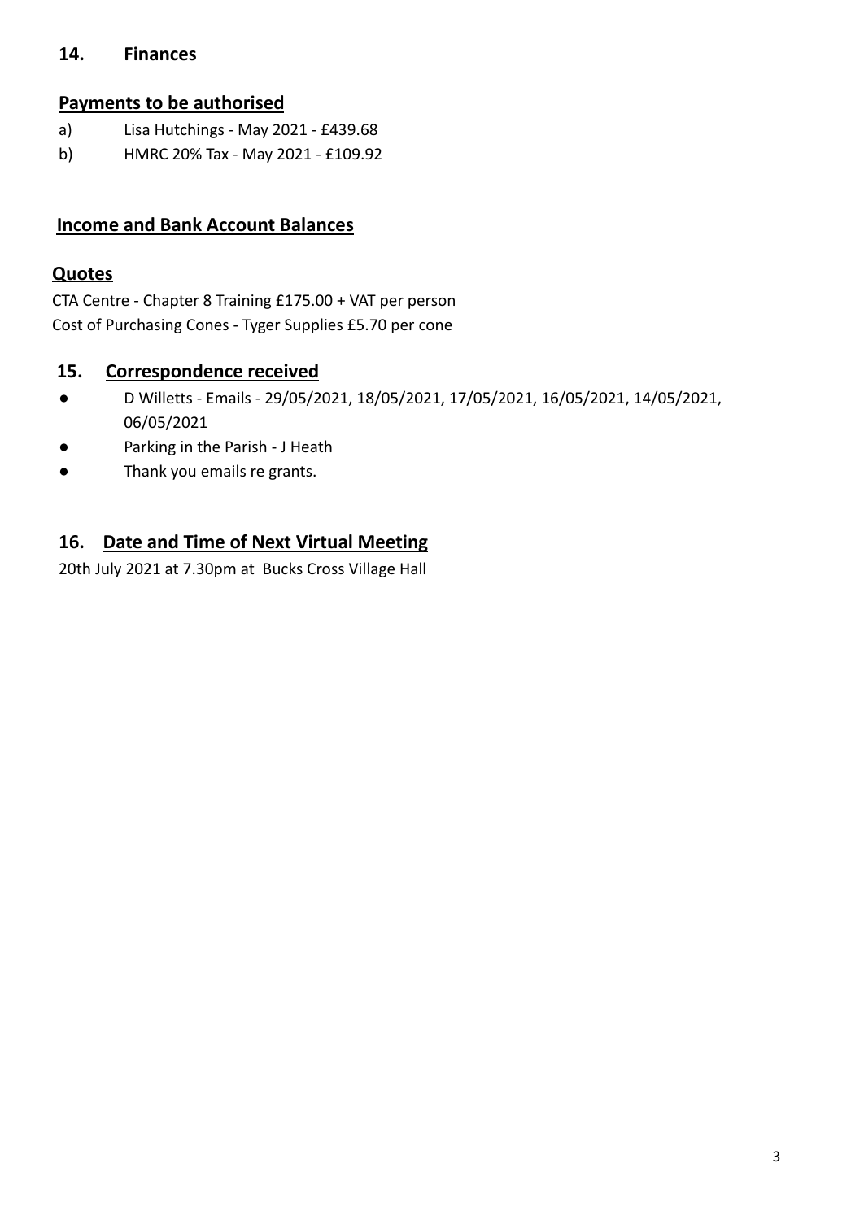## 14. Finances

### Payments to be authorised

a) Lisa Hutchings - May 2021 - £439.68

b) HMRC 20% Tax - May 2021 - £109.92

### Income and Bank Account Balances

### Quotes

CTA Centre - Chapter 8 Training £175.00 + VAT per person
Cost of Purchasing Cones - Tyger Supplies £5.70 per cone

## 15. Correspondence received

- D Willetts - Emails - 29/05/2021, 18/05/2021, 17/05/2021, 16/05/2021, 14/05/2021, 06/05/2021
- Parking in the Parish - J Heath
- Thank you emails re grants.

## 16. Date and Time of Next Virtual Meeting

20th July 2021 at 7.30pm at Bucks Cross Village Hall